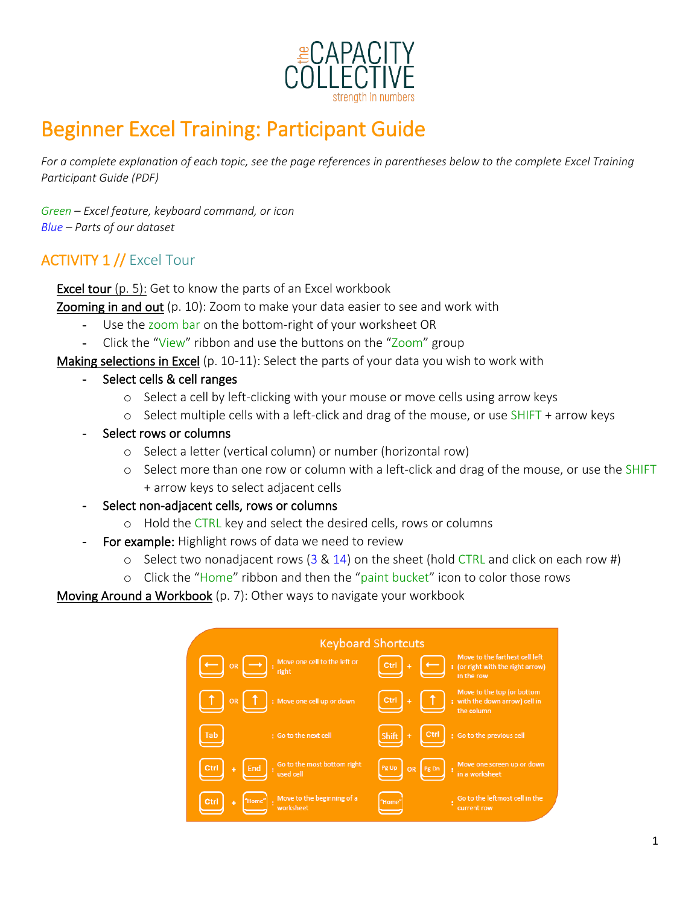the CAPACITY COLLECTIVE
strength in numbers

# Beginner Excel Training: Participant Guide

*For a complete explanation of each topic, see the page references in parentheses below to the complete Excel Training Participant Guide (PDF)*

*Green – Excel feature, keyboard command, or icon*
*Blue – Parts of our dataset*

## ACTIVITY 1 // Excel Tour

Excel tour (p. 5): Get to know the parts of an Excel workbook

Zooming in and out (p. 10): Zoom to make your data easier to see and work with

- Use the zoom bar on the bottom-right of your worksheet OR
- Click the "View" ribbon and use the buttons on the "Zoom" group

Making selections in Excel (p. 10-11): Select the parts of your data you wish to work with

- Select cells & cell ranges
  - Select a cell by left-clicking with your mouse or move cells using arrow keys
  - Select multiple cells with a left-click and drag of the mouse, or use SHIFT + arrow keys
- Select rows or columns
  - Select a letter (vertical column) or number (horizontal row)
  - Select more than one row or column with a left-click and drag of the mouse, or use the SHIFT + arrow keys to select adjacent cells
- Select non-adjacent cells, rows or columns
  - Hold the CTRL key and select the desired cells, rows or columns
- For example: Highlight rows of data we need to review
  - Select two nonadjacent rows (3 & 14) on the sheet (hold CTRL and click on each row #)
  - Click the "Home" ribbon and then the "paint bucket" icon to color those rows

Moving Around a Workbook (p. 7): Other ways to navigate your workbook

**Keyboard Shortcuts**

| Keys | Action | Keys | Action |
|---|---|---|---|
| ← OR → | Move one cell to the left or right | Ctrl + ← | Move to the farthest cell left (or right with the right arrow) in the row |
| ↑ OR ↑ | Move one cell up or down | Ctrl + ↑ | Move to the top (or bottom with the down arrow) cell in the column |
| Tab | Go to the next cell | Shift + Ctrl | Go to the previous cell |
| Ctrl + End | Go to the most bottom right used cell | Pg Up OR Pg Dn | Move one screen up or down in a worksheet |
| Ctrl + "Home" | Move to the beginning of a worksheet | "Home" | Go to the leftmost cell in the current row |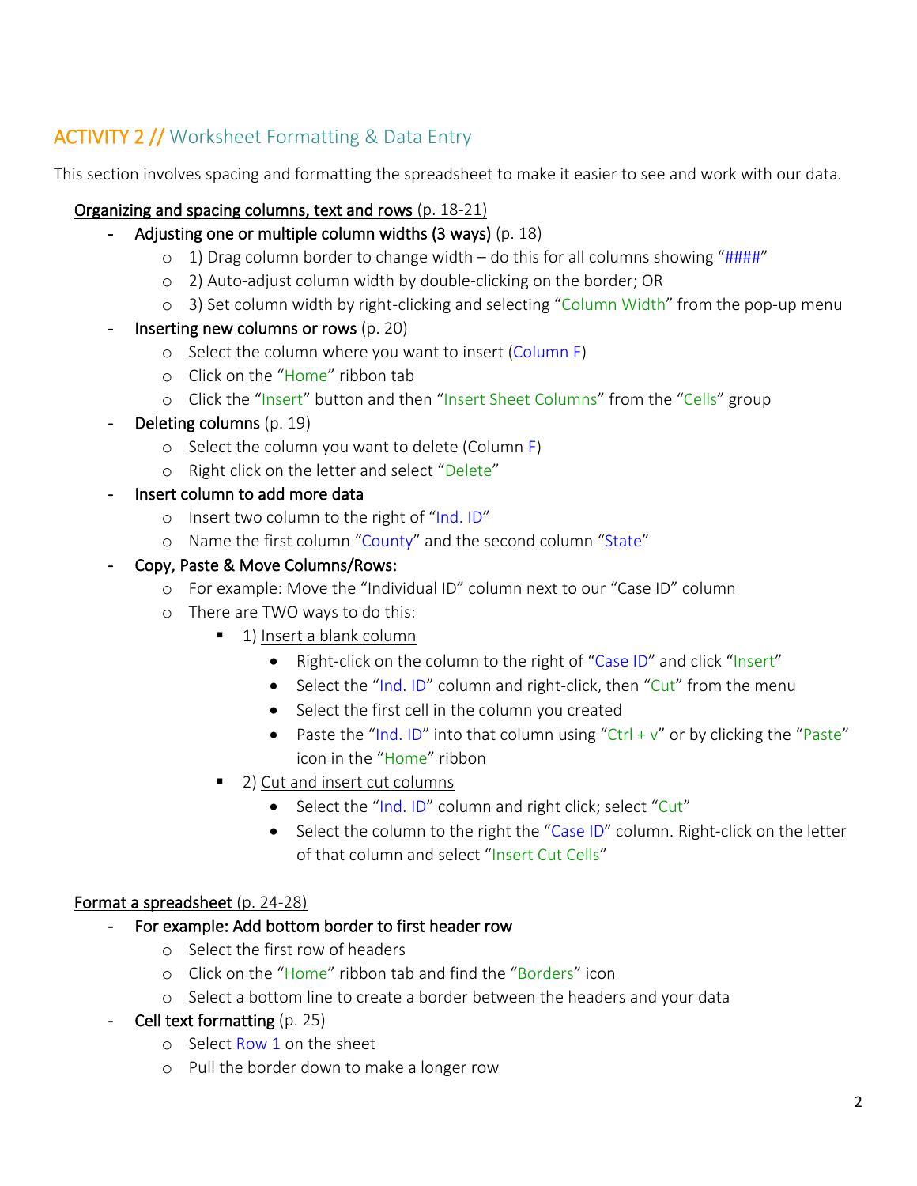## ACTIVITY 2 // Worksheet Formatting & Data Entry

This section involves spacing and formatting the spreadsheet to make it easier to see and work with our data.

<u>Organizing and spacing columns, text and rows</u> (p. 18-21)

- Adjusting one or multiple column widths (3 ways) (p. 18)
  - 1) Drag column border to change width – do this for all columns showing "####"
  - 2) Auto-adjust column width by double-clicking on the border; OR
  - 3) Set column width by right-clicking and selecting "Column Width" from the pop-up menu
- Inserting new columns or rows (p. 20)
  - Select the column where you want to insert (Column F)
  - Click on the "Home" ribbon tab
  - Click the "Insert" button and then "Insert Sheet Columns" from the "Cells" group
- Deleting columns (p. 19)
  - Select the column you want to delete (Column F)
  - Right click on the letter and select "Delete"
- Insert column to add more data
  - Insert two column to the right of "Ind. ID"
  - Name the first column "County" and the second column "State"
- Copy, Paste & Move Columns/Rows:
  - For example: Move the "Individual ID" column next to our "Case ID" column
  - There are TWO ways to do this:
    - 1) <u>Insert a blank column</u>
      - Right-click on the column to the right of "Case ID" and click "Insert"
      - Select the "Ind. ID" column and right-click, then "Cut" from the menu
      - Select the first cell in the column you created
      - Paste the "Ind. ID" into that column using "Ctrl + v" or by clicking the "Paste" icon in the "Home" ribbon
    - 2) <u>Cut and insert cut columns</u>
      - Select the "Ind. ID" column and right click; select "Cut"
      - Select the column to the right the "Case ID" column. Right-click on the letter of that column and select "Insert Cut Cells"

<u>Format a spreadsheet</u> (p. 24-28)

- For example: Add bottom border to first header row
  - Select the first row of headers
  - Click on the "Home" ribbon tab and find the "Borders" icon
  - Select a bottom line to create a border between the headers and your data
- Cell text formatting (p. 25)
  - Select Row 1 on the sheet
  - Pull the border down to make a longer row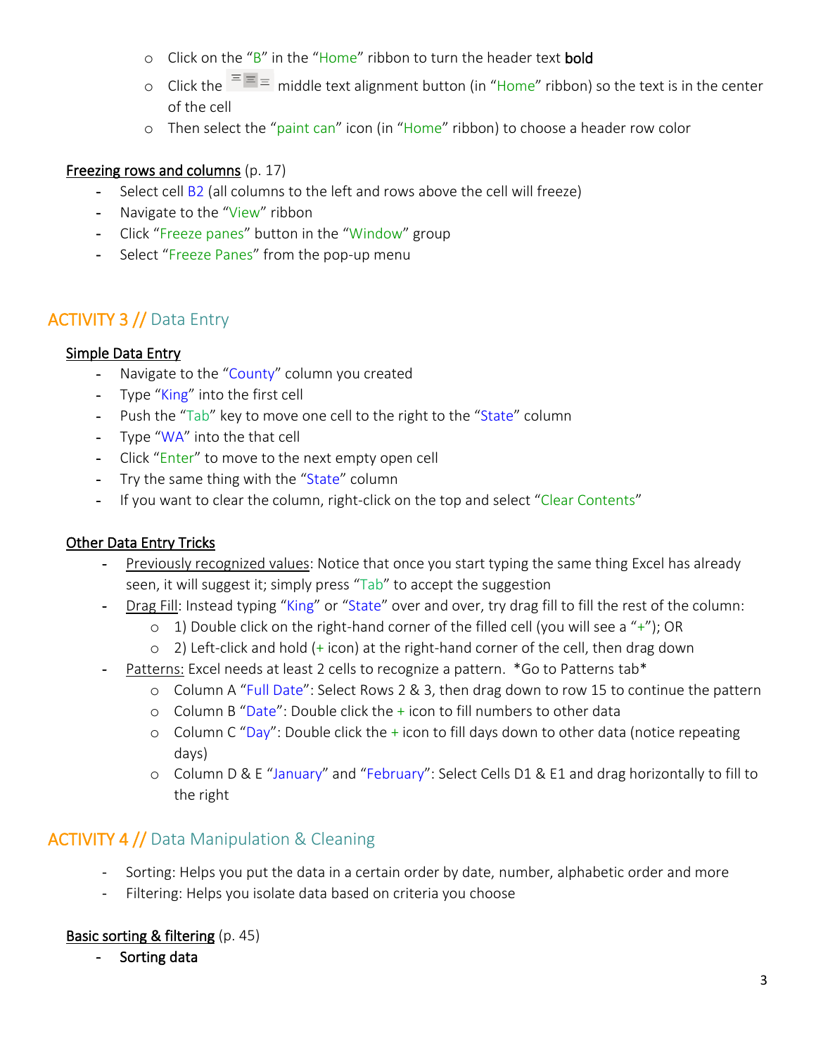- Click on the "B" in the "Home" ribbon to turn the header text **bold**
  - Click the middle text alignment button (in "Home" ribbon) so the text is in the center of the cell
  - Then select the "paint can" icon (in "Home" ribbon) to choose a header row color

<u>Freezing rows and columns</u> (p. 17)

- Select cell B2 (all columns to the left and rows above the cell will freeze)
- Navigate to the "View" ribbon
- Click "Freeze panes" button in the "Window" group
- Select "Freeze Panes" from the pop-up menu

## ACTIVITY 3 // Data Entry

<u>Simple Data Entry</u>

- Navigate to the "County" column you created
- Type "King" into the first cell
- Push the "Tab" key to move one cell to the right to the "State" column
- Type "WA" into the that cell
- Click "Enter" to move to the next empty open cell
- Try the same thing with the "State" column
- If you want to clear the column, right-click on the top and select "Clear Contents"

<u>Other Data Entry Tricks</u>

- <u>Previously recognized values</u>: Notice that once you start typing the same thing Excel has already seen, it will suggest it; simply press "Tab" to accept the suggestion
- <u>Drag Fill</u>: Instead typing "King" or "State" over and over, try drag fill to fill the rest of the column:
  - 1) Double click on the right-hand corner of the filled cell (you will see a "+"); OR
  - 2) Left-click and hold (+ icon) at the right-hand corner of the cell, then drag down
- <u>Patterns:</u> Excel needs at least 2 cells to recognize a pattern. *Go to Patterns tab*
  - Column A "Full Date": Select Rows 2 & 3, then drag down to row 15 to continue the pattern
  - Column B "Date": Double click the + icon to fill numbers to other data
  - Column C "Day": Double click the + icon to fill days down to other data (notice repeating days)
  - Column D & E "January" and "February": Select Cells D1 & E1 and drag horizontally to fill to the right

## ACTIVITY 4 // Data Manipulation & Cleaning

- Sorting: Helps you put the data in a certain order by date, number, alphabetic order and more
- Filtering: Helps you isolate data based on criteria you choose

<u>Basic sorting & filtering</u> (p. 45)

- Sorting data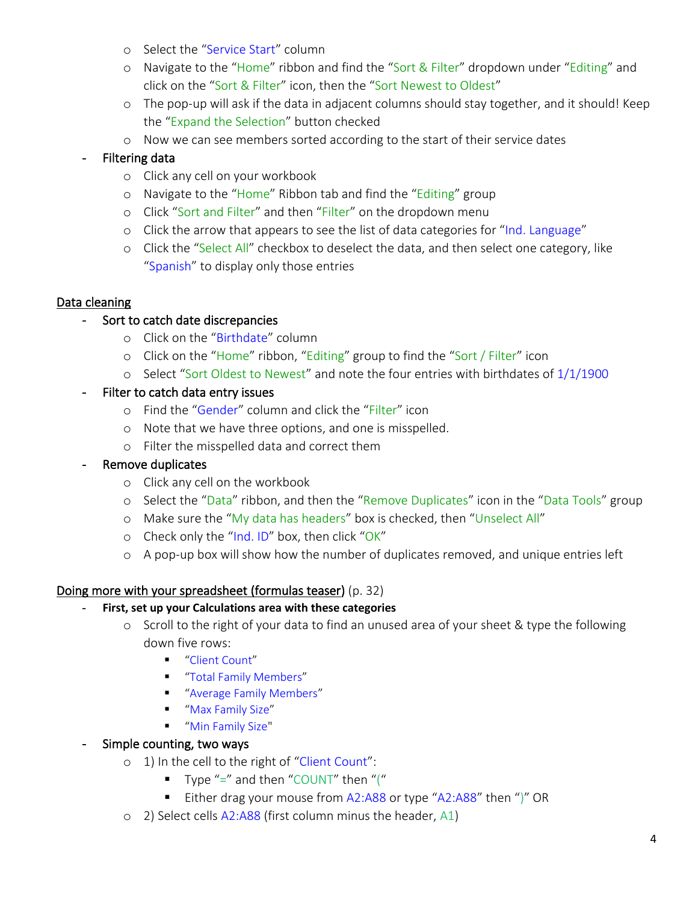- Select the "Service Start" column
  - Navigate to the "Home" ribbon and find the "Sort & Filter" dropdown under "Editing" and click on the "Sort & Filter" icon, then the "Sort Newest to Oldest"
  - The pop-up will ask if the data in adjacent columns should stay together, and it should! Keep the "Expand the Selection" button checked
  - Now we can see members sorted according to the start of their service dates
- Filtering data
  - Click any cell on your workbook
  - Navigate to the "Home" Ribbon tab and find the "Editing" group
  - Click "Sort and Filter" and then "Filter" on the dropdown menu
  - Click the arrow that appears to see the list of data categories for "Ind. Language"
  - Click the "Select All" checkbox to deselect the data, and then select one category, like "Spanish" to display only those entries

<u>Data cleaning</u>

- Sort to catch date discrepancies
  - Click on the "Birthdate" column
  - Click on the "Home" ribbon, "Editing" group to find the "Sort / Filter" icon
  - Select "Sort Oldest to Newest" and note the four entries with birthdates of 1/1/1900
- Filter to catch data entry issues
  - Find the "Gender" column and click the "Filter" icon
  - Note that we have three options, and one is misspelled.
  - Filter the misspelled data and correct them
- Remove duplicates
  - Click any cell on the workbook
  - Select the "Data" ribbon, and then the "Remove Duplicates" icon in the "Data Tools" group
  - Make sure the "My data has headers" box is checked, then "Unselect All"
  - Check only the "Ind. ID" box, then click "OK"
  - A pop-up box will show how the number of duplicates removed, and unique entries left

<u>Doing more with your spreadsheet (formulas teaser)</u> (p. 32)

- **First, set up your Calculations area with these categories**
  - Scroll to the right of your data to find an unused area of your sheet & type the following down five rows:
    - "Client Count"
    - "Total Family Members"
    - "Average Family Members"
    - "Max Family Size"
    - "Min Family Size"
- Simple counting, two ways
  - 1) In the cell to the right of "Client Count":
    - Type "=" and then "COUNT" then "("
    - Either drag your mouse from A2:A88 or type "A2:A88" then ")" OR
  - 2) Select cells A2:A88 (first column minus the header, A1)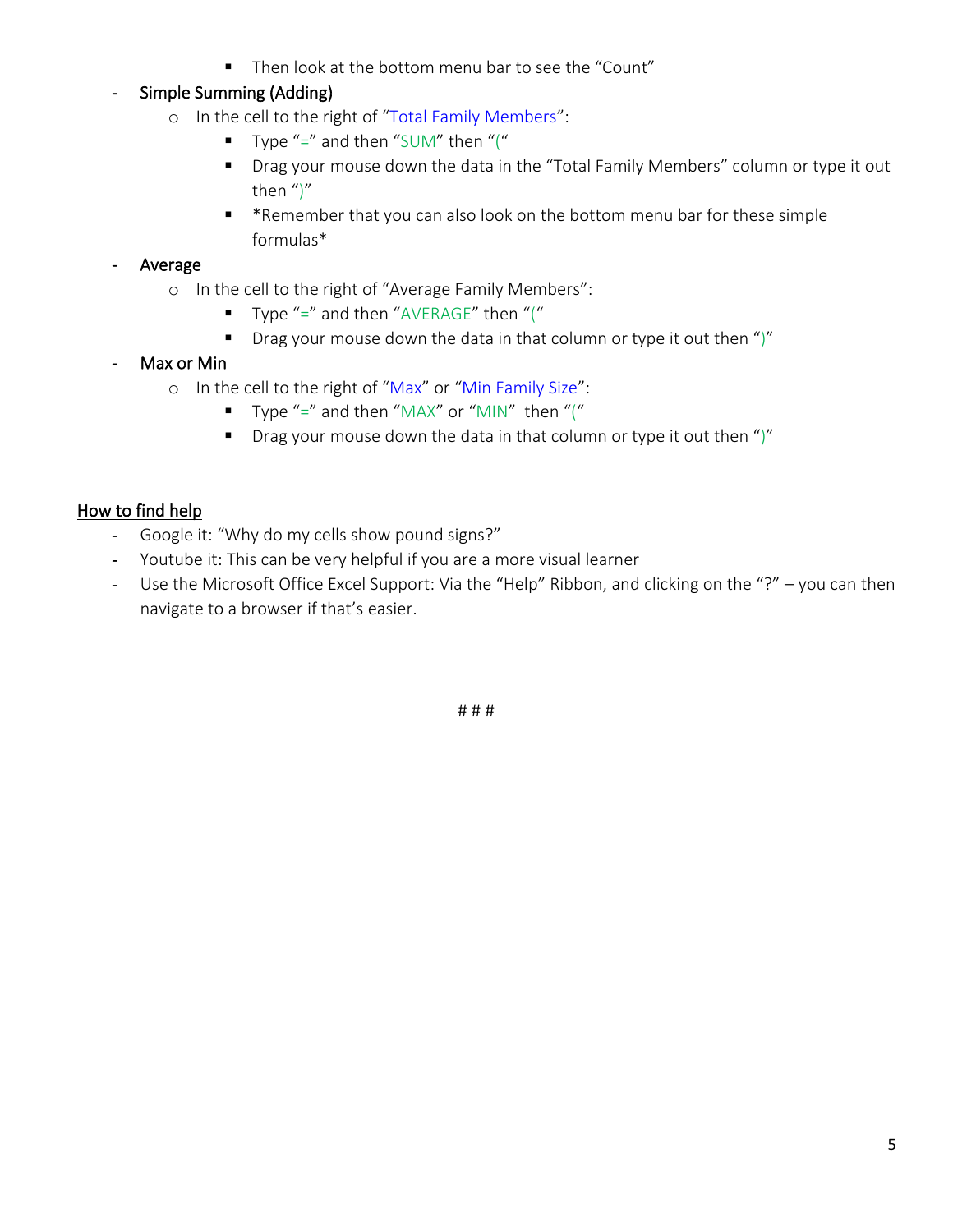- Then look at the bottom menu bar to see the "Count"

- Simple Summing (Adding)
    - In the cell to the right of "Total Family Members":
        - Type "=" and then "SUM" then "("
        - Drag your mouse down the data in the "Total Family Members" column or type it out then ")"
        - *Remember that you can also look on the bottom menu bar for these simple formulas*
- Average
    - In the cell to the right of "Average Family Members":
        - Type "=" and then "AVERAGE" then "("
        - Drag your mouse down the data in that column or type it out then ")"
- Max or Min
    - In the cell to the right of "Max" or "Min Family Size":
        - Type "=" and then "MAX" or "MIN" then "("
        - Drag your mouse down the data in that column or type it out then ")"

<u>How to find help</u>

- Google it: "Why do my cells show pound signs?"
- Youtube it: This can be very helpful if you are a more visual learner
- Use the Microsoft Office Excel Support: Via the "Help" Ribbon, and clicking on the "?" – you can then navigate to a browser if that's easier.

# # #